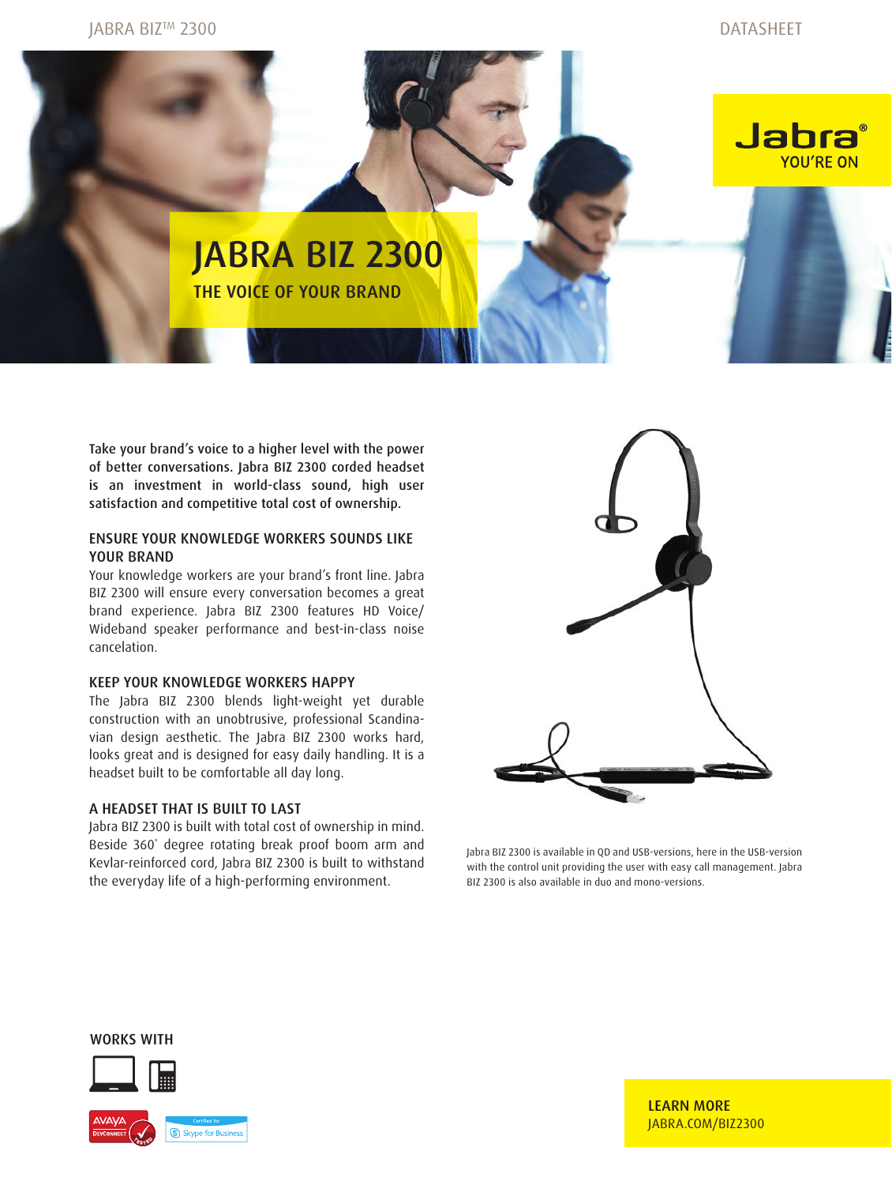# JABRA BIZ 2300

## THE VOICE OF YOUR BRAND

Jabra®
YOU'RE ON

Take your brand's voice to a higher level with the power of better conversations. Jabra BIZ 2300 corded headset is an investment in world-class sound, high user satisfaction and competitive total cost of ownership.

### ENSURE YOUR KNOWLEDGE WORKERS SOUNDS LIKE YOUR BRAND

Your knowledge workers are your brand's front line. Jabra BIZ 2300 will ensure every conversation becomes a great brand experience. Jabra BIZ 2300 features HD Voice/ Wideband speaker performance and best-in-class noise cancelation.

### KEEP YOUR KNOWLEDGE WORKERS HAPPY

The Jabra BIZ 2300 blends light-weight yet durable construction with an unobtrusive, professional Scandinavian design aesthetic. The Jabra BIZ 2300 works hard, looks great and is designed for easy daily handling. It is a headset built to be comfortable all day long.

### A HEADSET THAT IS BUILT TO LAST

Jabra BIZ 2300 is built with total cost of ownership in mind. Beside 360° degree rotating break proof boom arm and Kevlar-reinforced cord, Jabra BIZ 2300 is built to withstand the everyday life of a high-performing environment.

Jabra BIZ 2300 is available in QD and USB-versions, here in the USB-version with the control unit providing the user with easy call management. Jabra BIZ 2300 is also available in duo and mono-versions.

### WORKS WITH

AVAYA DevConnect Tested

Certified for Skype for Business

### LEARN MORE

JABRA.COM/BIZ2300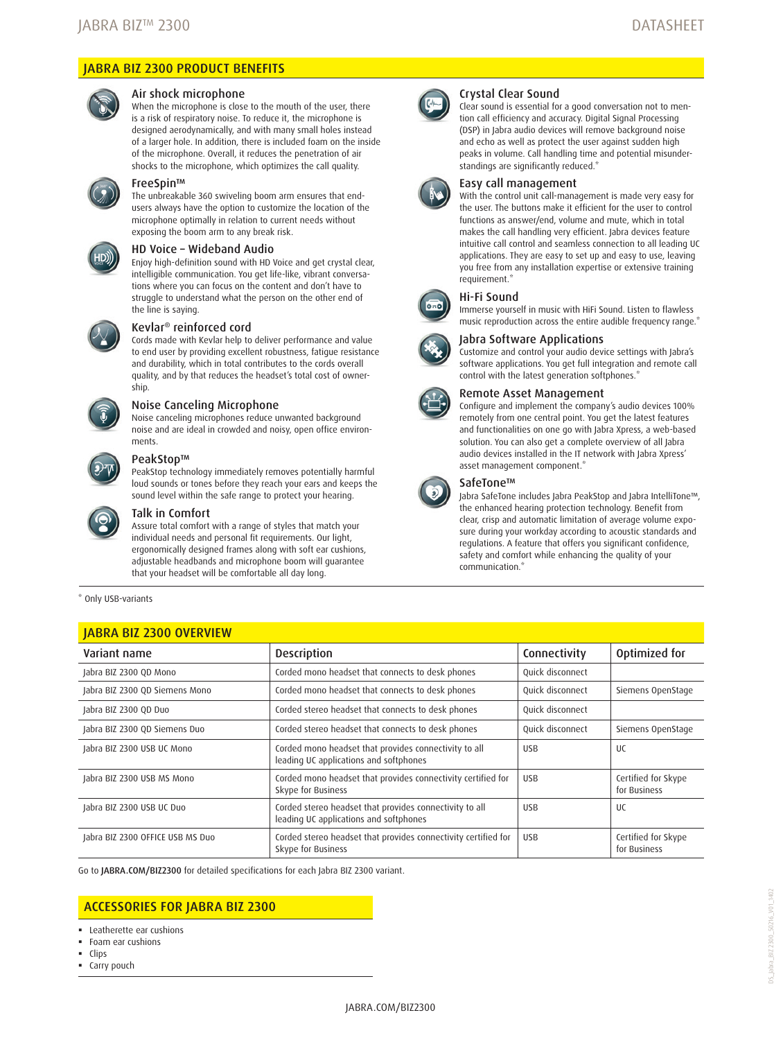## JABRA BIZ 2300 PRODUCT BENEFITS

### Air shock microphone

When the microphone is close to the mouth of the user, there is a risk of respiratory noise. To reduce it, the microphone is designed aerodynamically, and with many small holes instead of a larger hole. In addition, there is included foam on the inside of the microphone. Overall, it reduces the penetration of air shocks to the microphone, which optimizes the call quality.

### FreeSpin™

The unbreakable 360 swiveling boom arm ensures that end-users always have the option to customize the location of the microphone optimally in relation to current needs without exposing the boom arm to any break risk.

### HD Voice – Wideband Audio

Enjoy high-definition sound with HD Voice and get crystal clear, intelligible communication. You get life-like, vibrant conversations where you can focus on the content and don't have to struggle to understand what the person on the other end of the line is saying.

### Kevlar® reinforced cord

Cords made with Kevlar help to deliver performance and value to end user by providing excellent robustness, fatigue resistance and durability, which in total contributes to the cords overall quality, and by that reduces the headset's total cost of ownership.

### Noise Canceling Microphone

Noise canceling microphones reduce unwanted background noise and are ideal in crowded and noisy, open office environments.

### PeakStop™

PeakStop technology immediately removes potentially harmful loud sounds or tones before they reach your ears and keeps the sound level within the safe range to protect your hearing.

### Talk in Comfort

Assure total comfort with a range of styles that match your individual needs and personal fit requirements. Our light, ergonomically designed frames along with soft ear cushions, adjustable headbands and microphone boom will guarantee that your headset will be comfortable all day long.

### Crystal Clear Sound

Clear sound is essential for a good conversation not to mention call efficiency and accuracy. Digital Signal Processing (DSP) in Jabra audio devices will remove background noise and echo as well as protect the user against sudden high peaks in volume. Call handling time and potential misunderstandings are significantly reduced.*

### Easy call management

With the control unit call-management is made very easy for the user. The buttons make it efficient for the user to control functions as answer/end, volume and mute, which in total makes the call handling very efficient. Jabra devices feature intuitive call control and seamless connection to all leading UC applications. They are easy to set up and easy to use, leaving you free from any installation expertise or extensive training requirement.*

### Hi-Fi Sound

Immerse yourself in music with HiFi Sound. Listen to flawless music reproduction across the entire audible frequency range.*

### Jabra Software Applications

Customize and control your audio device settings with Jabra's software applications. You get full integration and remote call control with the latest generation softphones.*

### Remote Asset Management

Configure and implement the company's audio devices 100% remotely from one central point. You get the latest features and functionalities on one go with Jabra Xpress, a web-based solution. You can also get a complete overview of all Jabra audio devices installed in the IT network with Jabra Xpress' asset management component.*

### SafeTone™

Jabra SafeTone includes Jabra PeakStop and Jabra IntelliTone™, the enhanced hearing protection technology. Benefit from clear, crisp and automatic limitation of average volume exposure during your workday according to acoustic standards and regulations. A feature that offers you significant confidence, safety and comfort while enhancing the quality of your communication.*

* Only USB-variants

## JABRA BIZ 2300 OVERVIEW

| Variant name | Description | Connectivity | Optimized for |
|---|---|---|---|
| Jabra BIZ 2300 QD Mono | Corded mono headset that connects to desk phones | Quick disconnect | |
| Jabra BIZ 2300 QD Siemens Mono | Corded mono headset that connects to desk phones | Quick disconnect | Siemens OpenStage |
| Jabra BIZ 2300 QD Duo | Corded stereo headset that connects to desk phones | Quick disconnect | |
| Jabra BIZ 2300 QD Siemens Duo | Corded stereo headset that connects to desk phones | Quick disconnect | Siemens OpenStage |
| Jabra BIZ 2300 USB UC Mono | Corded mono headset that provides connectivity to all leading UC applications and softphones | USB | UC |
| Jabra BIZ 2300 USB MS Mono | Corded mono headset that provides connectivity certified for Skype for Business | USB | Certified for Skype for Business |
| Jabra BIZ 2300 USB UC Duo | Corded stereo headset that provides connectivity to all leading UC applications and softphones | USB | UC |
| Jabra BIZ 2300 OFFICE USB MS Duo | Corded stereo headset that provides connectivity certified for Skype for Business | USB | Certified for Skype for Business |

Go to **JABRA.COM/BIZ2300** for detailed specifications for each Jabra BIZ 2300 variant.

## ACCESSORIES FOR JABRA BIZ 2300

- Leatherette ear cushions
- Foam ear cushions
- Clips
- Carry pouch